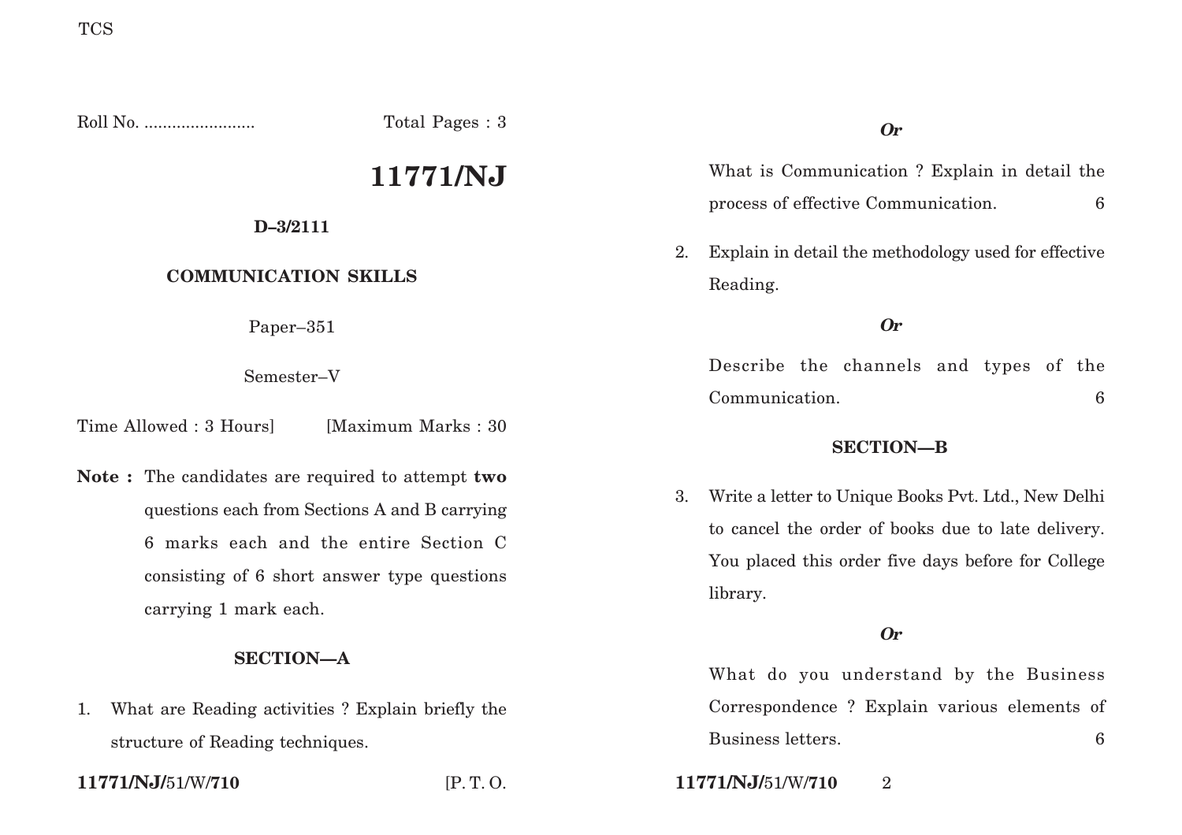TCS

Roll No. ........................ Total Pages : 3

# 11771/NJ

**D–3/2111**

**COMMUNICATION SKILLS**

Paper–351

Semester–V

Time Allowed : 3 Hours] [Maximum Marks : 30

**Note :** The candidates are required to attempt **two** questions each from Sections A and B carrying 6 marks each and the entire Section C consisting of 6 short answer type questions carrying 1 mark each.

## SECTION—A

1. What are Reading activities ? Explain briefly the structure of Reading techniques.

*Or*

What is Communication ? Explain in detail the process of effective Communication. 6

2. Explain in detail the methodology used for effective Reading.

*Or*

Describe the channels and types of the Communication. 6

## SECTION—B

3. Write a letter to Unique Books Pvt. Ltd., New Delhi to cancel the order of books due to late delivery. You placed this order five days before for College library.

*Or*

What do you understand by the Business Correspondence ? Explain various elements of Business letters. 6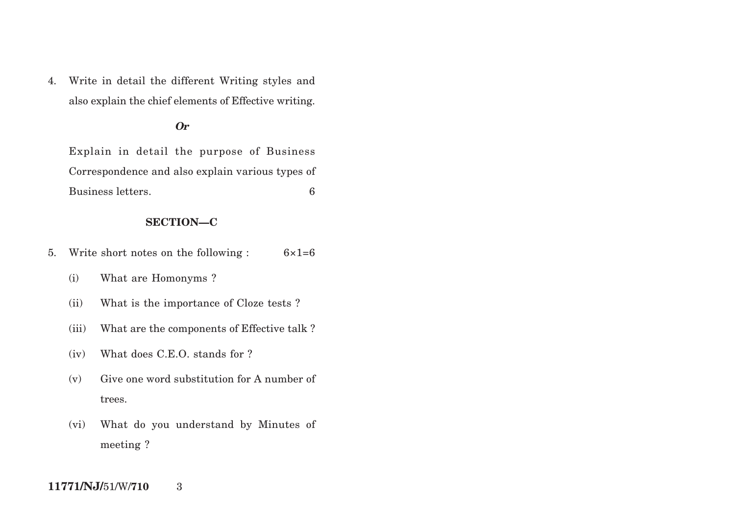4. Write in detail the different Writing styles and also explain the chief elements of Effective writing.

*Or*

Explain in detail the purpose of Business Correspondence and also explain various types of Business letters. 6

## SECTION—C

5. Write short notes on the following : $6 \times 1 = 6$

   (i) What are Homonyms ?

   (ii) What is the importance of Cloze tests ?

   (iii) What are the components of Effective talk ?

   (iv) What does C.E.O. stands for ?

   (v) Give one word substitution for A number of trees.

   (vi) What do you understand by Minutes of meeting ?